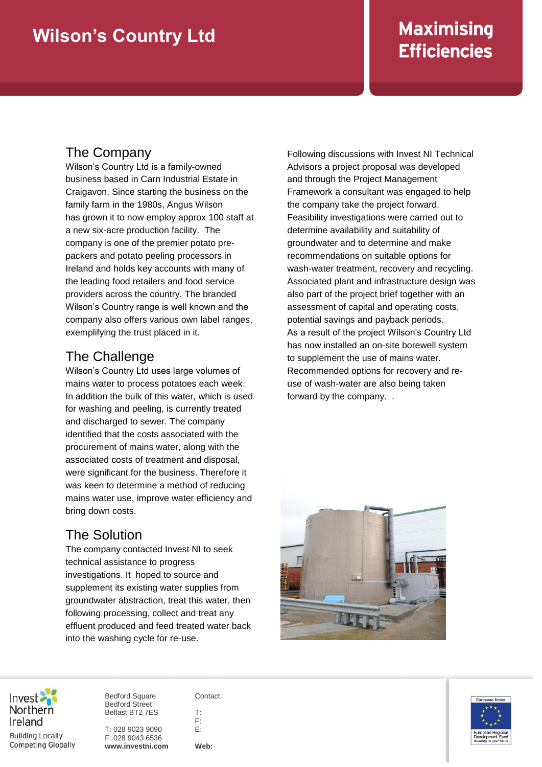# Wilson's Country Ltd

# Maximising Efficiencies

## The Company

Wilson's Country Ltd is a family-owned business based in Carn Industrial Estate in Craigavon. Since starting the business on the family farm in the 1980s, Angus Wilson has grown it to now employ approx 100 staff at a new six-acre production facility. The company is one of the premier potato pre-packers and potato peeling processors in Ireland and holds key accounts with many of the leading food retailers and food service providers across the country. The branded Wilson's Country range is well known and the company also offers various own label ranges, exemplifying the trust placed in it.

## The Challenge

Wilson's Country Ltd uses large volumes of mains water to process potatoes each week. In addition the bulk of this water, which is used for washing and peeling, is currently treated and discharged to sewer. The company identified that the costs associated with the procurement of mains water, along with the associated costs of treatment and disposal, were significant for the business. Therefore it was keen to determine a method of reducing mains water use, improve water efficiency and bring down costs.

## The Solution

The company contacted Invest NI to seek technical assistance to progress investigations. It hoped to source and supplement its existing water supplies from groundwater abstraction, treat this water, then following processing, collect and treat any effluent produced and feed treated water back into the washing cycle for re-use.

Following discussions with Invest NI Technical Advisors a project proposal was developed and through the Project Management Framework a consultant was engaged to help the company take the project forward. Feasibility investigations were carried out to determine availability and suitability of groundwater and to determine and make recommendations on suitable options for wash-water treatment, recovery and recycling. Associated plant and infrastructure design was also part of the project brief together with an assessment of capital and operating costs, potential savings and payback periods.

As a result of the project Wilson's Country Ltd has now installed an on-site borewell system to supplement the use of mains water. Recommended options for recovery and re-use of wash-water are also being taken forward by the company. .

Invest Northern Ireland
Building Locally
Competing Globally

Bedford Square
Bedford Street
Belfast BT2 7ES

T: 028 9023 9090
F: 028 9043 6536
**www.investni.com**

Contact:

T:
F:
E:

**Web:**

European Union
European Regional Development Fund
Investing in your future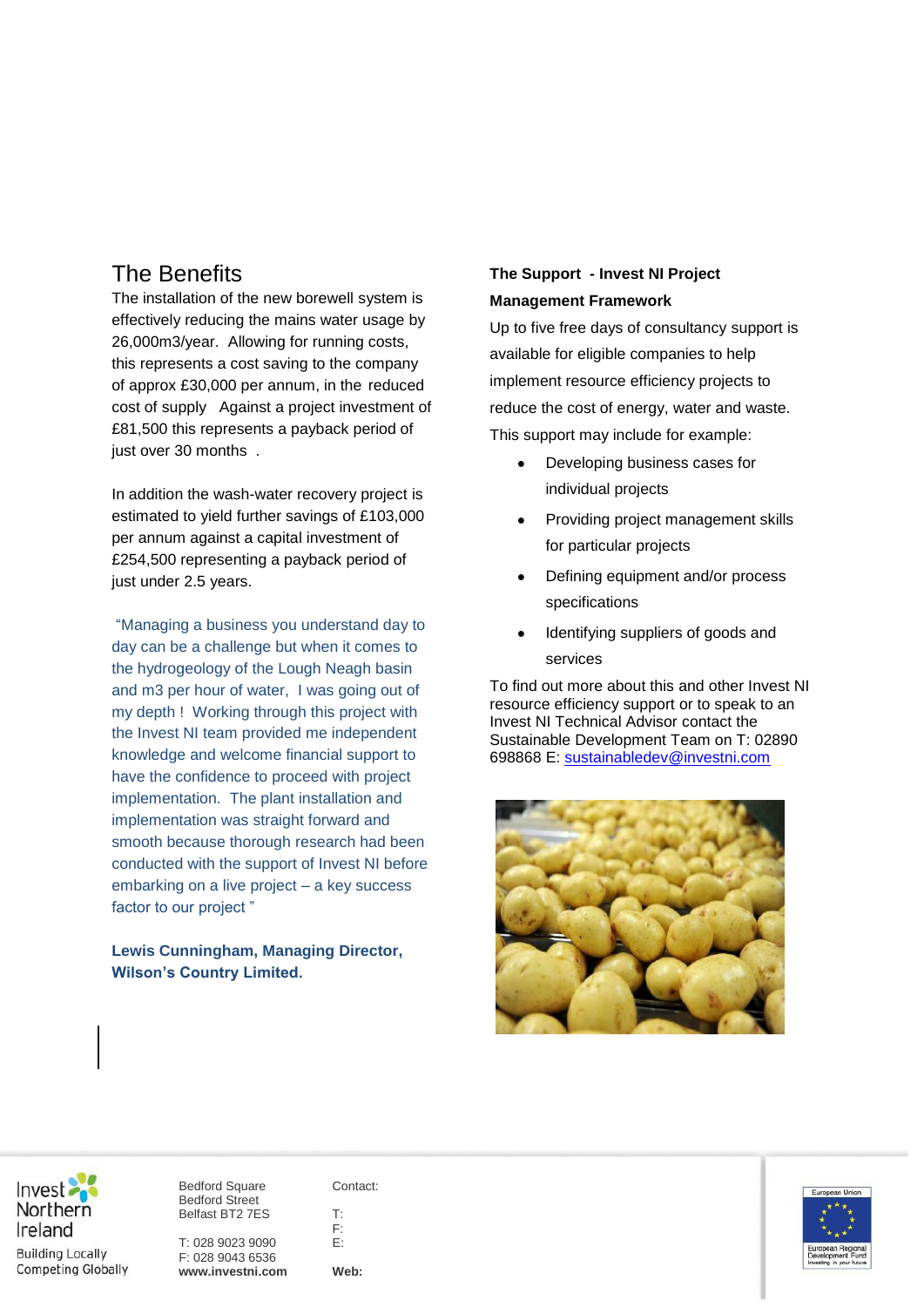## The Benefits

The installation of the new borewell system is effectively reducing the mains water usage by 26,000m3/year. Allowing for running costs, this represents a cost saving to the company of approx £30,000 per annum, in the reduced cost of supply Against a project investment of £81,500 this represents a payback period of just over 30 months .

In addition the wash-water recovery project is estimated to yield further savings of £103,000 per annum against a capital investment of £254,500 representing a payback period of just under 2.5 years.

"Managing a business you understand day to day can be a challenge but when it comes to the hydrogeology of the Lough Neagh basin and m3 per hour of water, I was going out of my depth ! Working through this project with the Invest NI team provided me independent knowledge and welcome financial support to have the confidence to proceed with project implementation. The plant installation and implementation was straight forward and smooth because thorough research had been conducted with the support of Invest NI before embarking on a live project – a key success factor to our project "

**Lewis Cunningham, Managing Director, Wilson's Country Limited.**

**The Support - Invest NI Project Management Framework**

Up to five free days of consultancy support is available for eligible companies to help implement resource efficiency projects to reduce the cost of energy, water and waste. This support may include for example:

- Developing business cases for individual projects
- Providing project management skills for particular projects
- Defining equipment and/or process specifications
- Identifying suppliers of goods and services

To find out more about this and other Invest NI resource efficiency support or to speak to an Invest NI Technical Advisor contact the Sustainable Development Team on T: 02890 698868 E: sustainabledev@investni.com

Invest Northern Ireland
Building Locally Competing Globally

Bedford Square
Bedford Street
Belfast BT2 7ES

T: 028 9023 9090
F: 028 9043 6536
**www.investni.com**

Contact:

T:
F:
E:

**Web:**

European Union
European Regional Development Fund
Investing in your future